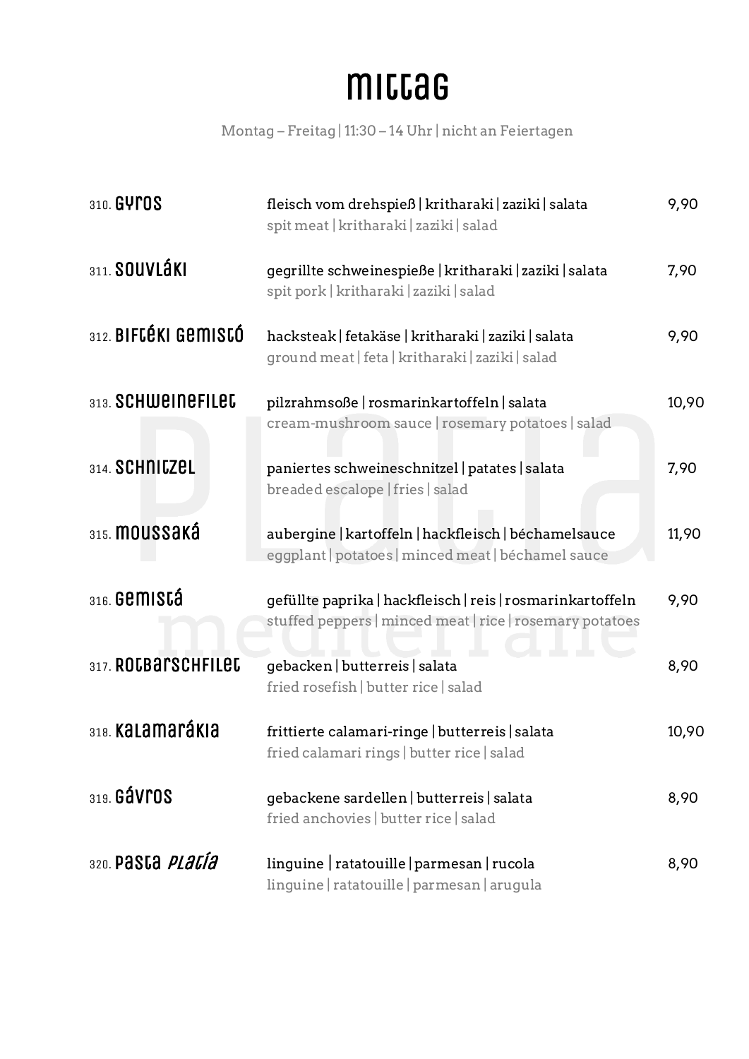# mittag

Montag – Freitag | 11:30 – 14 Uhr | nicht an Feiertagen

| Nr. | Gericht | Beschreibung | Preis |
|---|---|---|---|
| 310. | **GYROS** | fleisch vom drehspieß \| kritharaki \| zaziki \| salata<br>spit meat \| kritharaki \| zaziki \| salad | 9,90 |
| 311. | **SOUVLÁKI** | gegrillte schweinespieße \| kritharaki \| zaziki \| salata<br>spit pork \| kritharaki \| zaziki \| salad | 7,90 |
| 312. | **BIFTÉKI GEMISTÓ** | hacksteak \| fetakäse \| kritharaki \| zaziki \| salata<br>ground meat \| feta \| kritharaki \| zaziki \| salad | 9,90 |
| 313. | **SCHWEINEFILET** | pilzrahmsoße \| rosmarinkartoffeln \| salata<br>cream-mushroom sauce \| rosemary potatoes \| salad | 10,90 |
| 314. | **SCHNITZEL** | paniertes schweineschnitzel \| patates \| salata<br>breaded escalope \| fries \| salad | 7,90 |
| 315. | **MOUSSAKÁ** | aubergine \| kartoffeln \| hackfleisch \| béchamelsauce<br>eggplant \| potatoes \| minced meat \| béchamel sauce | 11,90 |
| 316. | **GEMISTÁ** | gefüllte paprika \| hackfleisch \| reis \| rosmarinkartoffeln<br>stuffed peppers \| minced meat \| rice \| rosemary potatoes | 9,90 |
| 317. | **ROTBARSCHFILET** | gebacken \| butterreis \| salata<br>fried rosefish \| butter rice \| salad | 8,90 |
| 318. | **KALAMARÁKIA** | frittierte calamari-ringe \| butterreis \| salata<br>fried calamari rings \| butter rice \| salad | 10,90 |
| 319. | **GÁVROS** | gebackene sardellen \| butterreis \| salata<br>fried anchovies \| butter rice \| salad | 8,90 |
| 320. | **PASTA *PLATÍA*** | linguine \| ratatouille \| parmesan \| rucola<br>linguine \| ratatouille \| parmesan \| arugula | 8,90 |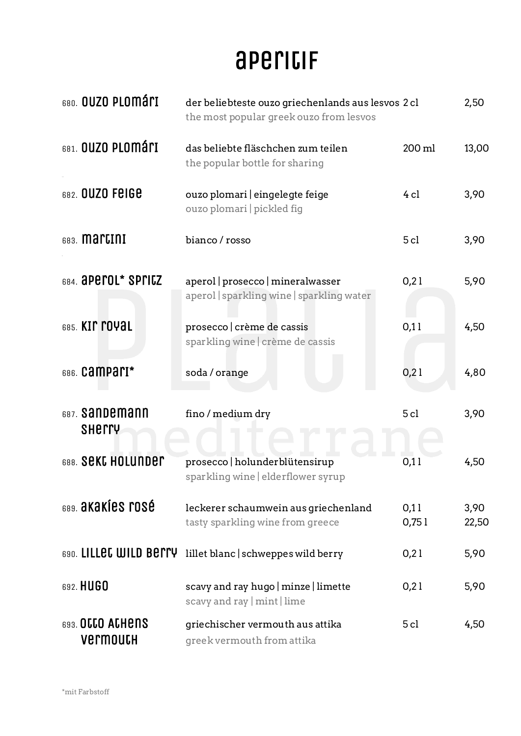# aperitif

| | | | |
|---|---|---|---|
| 680. **ouzo plomári** | der beliebteste ouzo griechenlands aus lesvos<br>the most popular greek ouzo from lesvos | 2 cl | 2,50 |
| 681. **ouzo plomári** | das beliebte fläschchen zum teilen<br>the popular bottle for sharing | 200 ml | 13,00 |
| 682. **ouzo feige** | ouzo plomari \| eingelegte feige<br>ouzo plomari \| pickled fig | 4 cl | 3,90 |
| 683. **martini** | bianco / rosso | 5 cl | 3,90 |
| 684. **aperol* spritz** | aperol \| prosecco \| mineralwasser<br>aperol \| sparkling wine \| sparkling water | 0,2 l | 5,90 |
| 685. **kir royal** | prosecco \| crème de cassis<br>sparkling wine \| crème de cassis | 0,1 l | 4,50 |
| 686. **campari*** | soda / orange | 0,2 l | 4,80 |
| 687. **sandemann sherry** | fino / medium dry | 5 cl | 3,90 |
| 688. **sekt holunder** | prosecco \| holunderblütensirup<br>sparkling wine \| elderflower syrup | 0,1 l | 4,50 |
| 689. **akakíes rosé** | leckerer schaumwein aus griechenland<br>tasty sparkling wine from greece | 0,1 l<br>0,75 l | 3,90<br>22,50 |
| 690. **lillet wild berry** | lillet blanc \| schweppes wild berry | 0,2 l | 5,90 |
| 692. **hugo** | scavy and ray hugo \| minze \| limette<br>scavy and ray \| mint \| lime | 0,2 l | 5,90 |
| 693. **otto athens vermouth** | griechischer vermouth aus attika<br>greek vermouth from attika | 5 cl | 4,50 |

*mit Farbstoff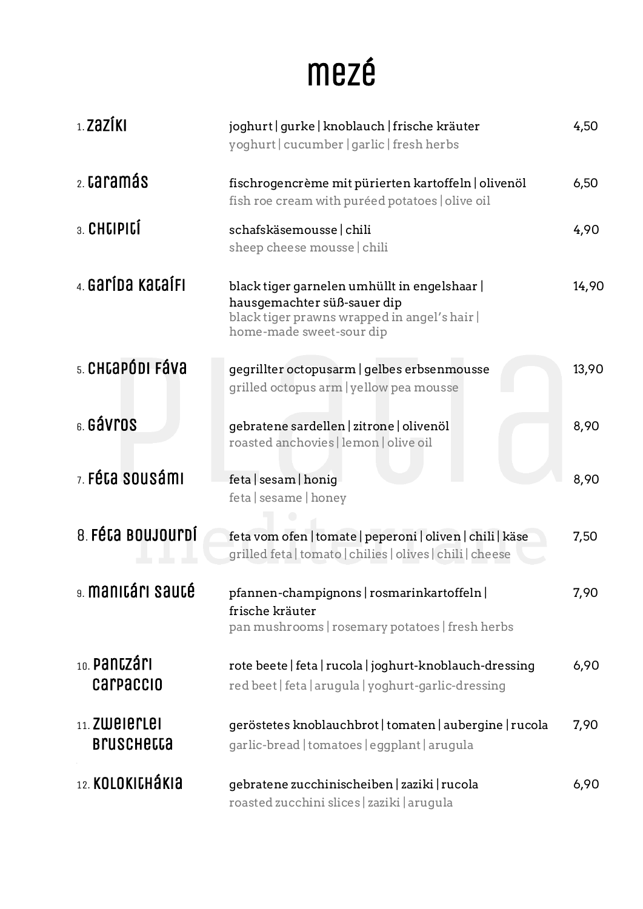# mezé

| | | |
|---|---|---|
| 1. Zazíki | joghurt \| gurke \| knoblauch \| frische kräuter<br>yoghurt \| cucumber \| garlic \| fresh herbs | 4,50 |
| 2. Taramás | fischrogencrème mit pürierten kartoffeln \| olivenöl<br>fish roe cream with puréed potatoes \| olive oil | 6,50 |
| 3. Chtipití | schafskäsemousse \| chili<br>sheep cheese mousse \| chili | 4,90 |
| 4. Garída Kataífi | black tiger garnelen umhüllt in engelshaar \| hausgemachter süß-sauer dip<br>black tiger prawns wrapped in angel's hair \| home-made sweet-sour dip | 14,90 |
| 5. Chtapódi Fáva | gegrillter octopusarm \| gelbes erbsenmousse<br>grilled octopus arm \| yellow pea mousse | 13,90 |
| 6. Gávros | gebratene sardellen \| zitrone \| olivenöl<br>roasted anchovies \| lemon \| olive oil | 8,90 |
| 7. Féta Sousámi | feta \| sesam \| honig<br>feta \| sesame \| honey | 8,90 |
| 8. Féta Boujourdí | feta vom ofen \| tomate \| peperoni \| oliven \| chili \| käse<br>grilled feta \| tomato \| chilies \| olives \| chili \| cheese | 7,50 |
| 9. Manitári Sauté | pfannen-champignons \| rosmarinkartoffeln \| frische kräuter<br>pan mushrooms \| rosemary potatoes \| fresh herbs | 7,90 |
| 10. Pantzári Carpaccio | rote beete \| feta \| rucola \| joghurt-knoblauch-dressing<br>red beet \| feta \| arugula \| yoghurt-garlic-dressing | 6,90 |
| 11. Zweierlei Bruschetta | geröstetes knoblauchbrot \| tomaten \| aubergine \| rucola<br>garlic-bread \| tomatoes \| eggplant \| arugula | 7,90 |
| 12. Kolokithákia | gebratene zucchinischeiben \| zaziki \| rucola<br>roasted zucchini slices \| zaziki \| arugula | 6,90 |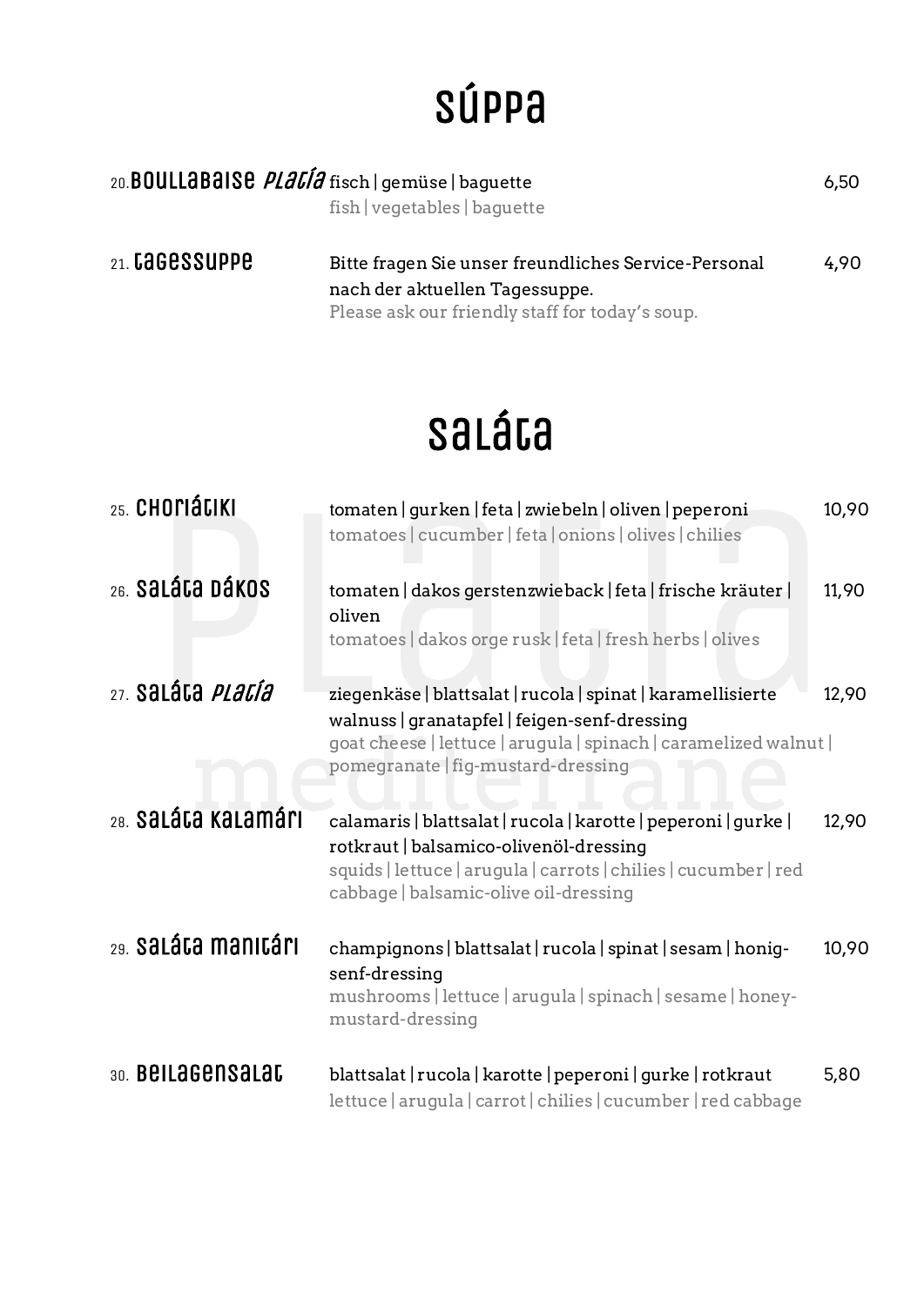# SÚPPA

20. **BOULLABAISE *PLATÍA*** fisch | gemüse | baguette — 6,50
fish | vegetables | baguette

21. **TAGESSUPPE** Bitte fragen Sie unser freundliches Service-Personal nach der aktuellen Tagessuppe. — 4,90
Please ask our friendly staff for today's soup.

# SALÁTA

25. **CHORIÁTIKI** tomaten | gurken | feta | zwiebeln | oliven | peperoni — 10,90
tomatoes | cucumber | feta | onions | olives | chilies

26. **SALÁTA DÁKOS** tomaten | dakos gerstenzwieback | feta | frische kräuter | oliven — 11,90
tomatoes | dakos orge rusk | feta | fresh herbs | olives

27. **SALÁTA *PLATÍA*** ziegenkäse | blattsalat | rucola | spinat | karamellisierte walnuss | granatapfel | feigen-senf-dressing — 12,90
goat cheese | lettuce | arugula | spinach | caramelized walnut | pomegranate | fig-mustard-dressing

28. **SALÁTA KALAMÁRI** calamaris | blattsalat | rucola | karotte | peperoni | gurke | rotkraut | balsamico-olivenöl-dressing — 12,90
squids | lettuce | arugula | carrots | chilies | cucumber | red cabbage | balsamic-olive oil-dressing

29. **SALÁTA MANITÁRI** champignons | blattsalat | rucola | spinat | sesam | honig-senf-dressing — 10,90
mushrooms | lettuce | arugula | spinach | sesame | honey-mustard-dressing

30. **BEILAGENSALAT** blattsalat | rucola | karotte | peperoni | gurke | rotkraut — 5,80
lettuce | arugula | carrot | chilies | cucumber | red cabbage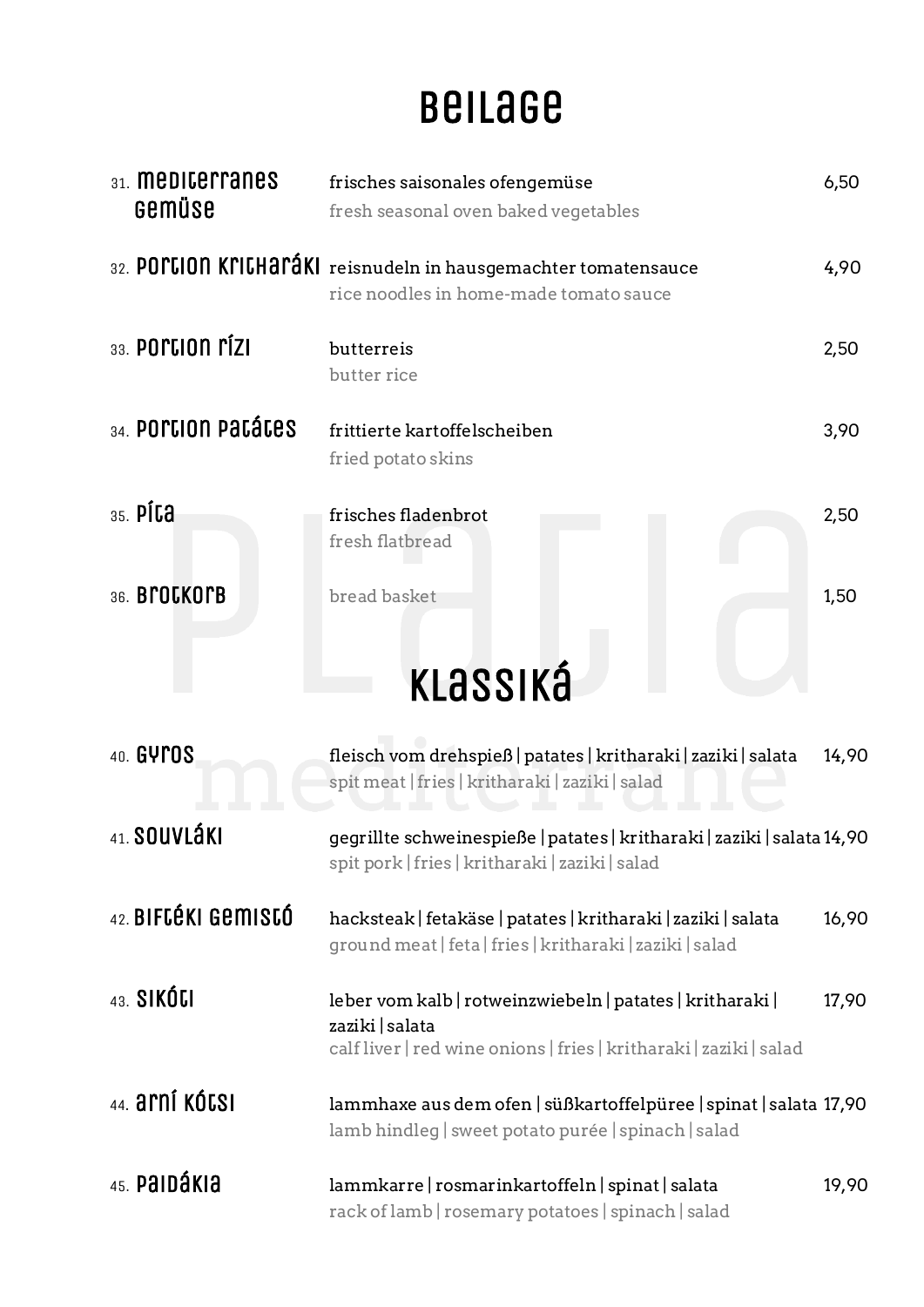# Beilage

| Nr. | Gericht | Beschreibung | Preis |
|---|---|---|---|
| 31. | Mediterranes Gemüse | frisches saisonales ofengemüse<br>fresh seasonal oven baked vegetables | 6,50 |
| 32. | Portion Kritharáki | reisnudeln in hausgemachter tomatensauce<br>rice noodles in home-made tomato sauce | 4,90 |
| 33. | Portion Rízi | butterreis<br>butter rice | 2,50 |
| 34. | Portion Patátes | frittierte kartoffelscheiben<br>fried potato skins | 3,90 |
| 35. | Píta | frisches fladenbrot<br>fresh flatbread | 2,50 |
| 36. | Brotkorb | bread basket | 1,50 |

# Klassiká

| Nr. | Gericht | Beschreibung | Preis |
|---|---|---|---|
| 40. | Gyros | fleisch vom drehspieß \| patates \| kritharaki \| zaziki \| salata<br>spit meat \| fries \| kritharaki \| zaziki \| salad | 14,90 |
| 41. | Souvláki | gegrillte schweinespieße \| patates \| kritharaki \| zaziki \| salata<br>spit pork \| fries \| kritharaki \| zaziki \| salad | 14,90 |
| 42. | Biftéki Gemistó | hacksteak \| fetakäse \| patates \| kritharaki \| zaziki \| salata<br>ground meat \| feta \| fries \| kritharaki \| zaziki \| salad | 16,90 |
| 43. | Sikóti | leber vom kalb \| rotweinzwiebeln \| patates \| kritharaki \| zaziki \| salata<br>calf liver \| red wine onions \| fries \| kritharaki \| zaziki \| salad | 17,90 |
| 44. | Arní Kótsi | lammhaxe aus dem ofen \| süßkartoffelpüree \| spinat \| salata<br>lamb hindleg \| sweet potato purée \| spinach \| salad | 17,90 |
| 45. | Paidákia | lammkarre \| rosmarinkartoffeln \| spinat \| salata<br>rack of lamb \| rosemary potatoes \| spinach \| salad | 19,90 |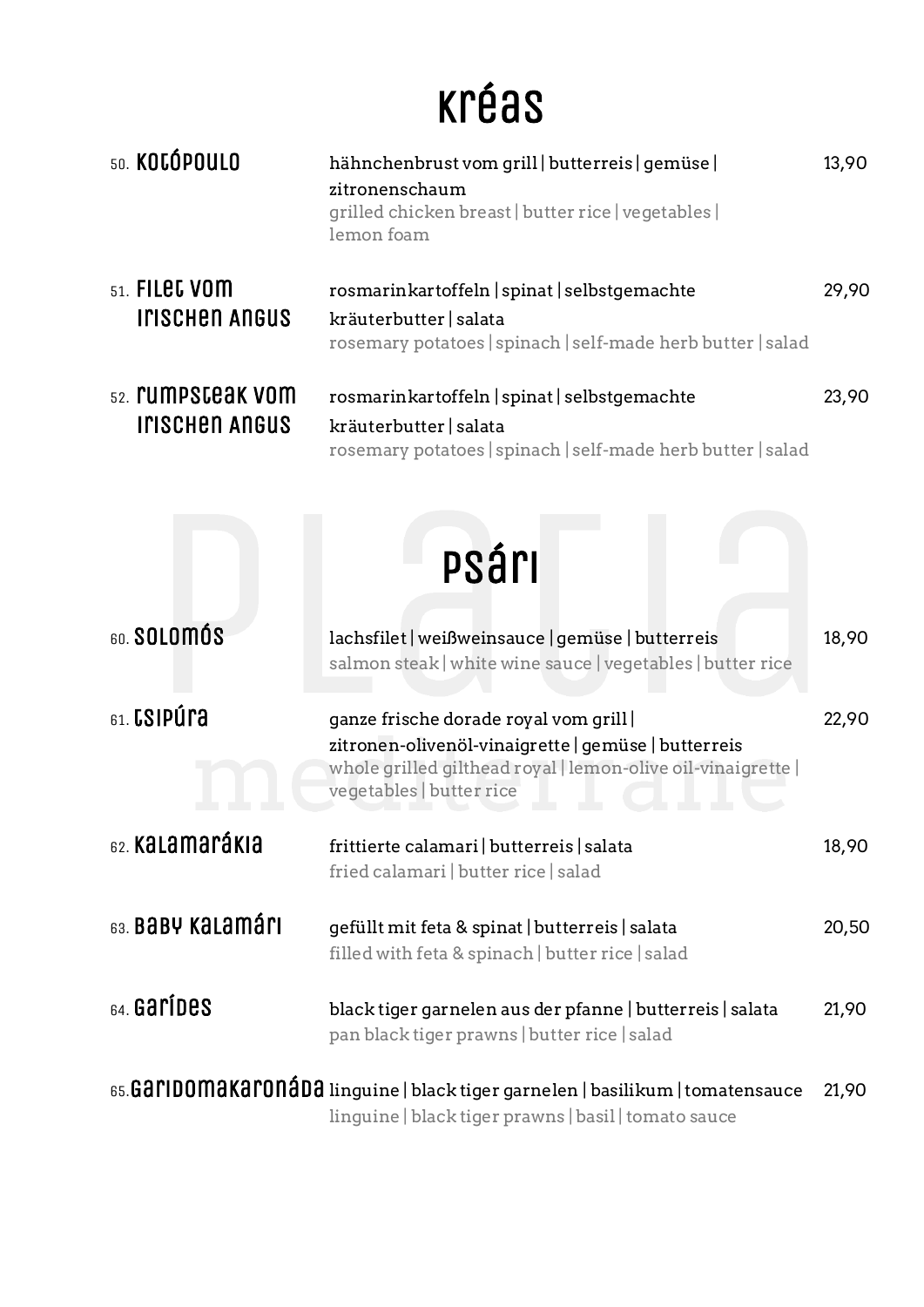# Kréas

**50. Kotópoulo** — hähnchenbrust vom grill | butterreis | gemüse | zitronenschaum — 13,90
grilled chicken breast | butter rice | vegetables | lemon foam

**51. Filet vom irischen Angus** — rosmarinkartoffeln | spinat | selbstgemachte kräuterbutter | salata — 29,90
rosemary potatoes | spinach | self-made herb butter | salad

**52. Rumpsteak vom irischen Angus** — rosmarinkartoffeln | spinat | selbstgemachte kräuterbutter | salata — 23,90
rosemary potatoes | spinach | self-made herb butter | salad

# Psári

**60. Solomós** — lachsfilet | weißweinsauce | gemüse | butterreis — 18,90
salmon steak | white wine sauce | vegetables | butter rice

**61. Tsipúra** — ganze frische dorade royal vom grill | zitronen-olivenöl-vinaigrette | gemüse | butterreis — 22,90
whole grilled gilthead royal | lemon-olive oil-vinaigrette | vegetables | butter rice

**62. Kalamarákia** — frittierte calamari | butterreis | salata — 18,90
fried calamari | butter rice | salad

**63. Baby Kalamári** — gefüllt mit feta & spinat | butterreis | salata — 20,50
filled with feta & spinach | butter rice | salad

**64. Garídes** — black tiger garnelen aus der pfanne | butterreis | salata — 21,90
pan black tiger prawns | butter rice | salad

**65. Garidomakaronáda** — linguine | black tiger garnelen | basilikum | tomatensauce — 21,90
linguine | black tiger prawns | basil | tomato sauce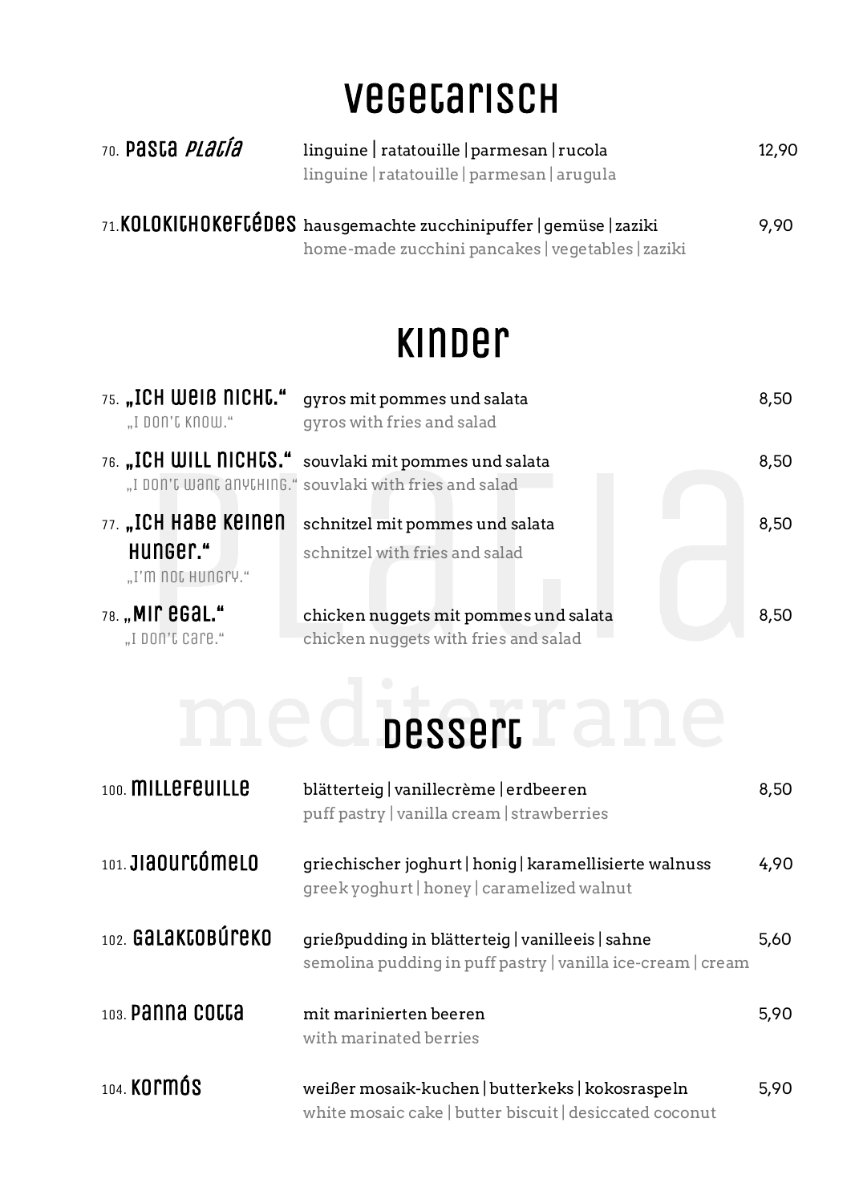# vegetarisch

**70. Pasta *Platía*** — linguine | ratatouille | parmesan | rucola — 12,90
linguine | ratatouille | parmesan | arugula

**71. Kolokithokeftédes** — hausgemachte zucchinipuffer | gemüse | zaziki — 9,90
home-made zucchini pancakes | vegetables | zaziki

# Kinder

**75. „Ich weiß nicht."** — gyros mit pommes und salata — 8,50
„I don't know." — gyros with fries and salad

**76. „Ich will nichts."** — souvlaki mit pommes und salata — 8,50
„I don't want anything." — souvlaki with fries and salad

**77. „Ich habe keinen Hunger."** — schnitzel mit pommes und salata — 8,50
„I'm not hungry." — schnitzel with fries and salad

**78. „Mir egal."** — chicken nuggets mit pommes und salata — 8,50
„I don't care." — chicken nuggets with fries and salad

# Dessert

**100. Millefeuille** — blätterteig | vanillecrème | erdbeeren — 8,50
puff pastry | vanilla cream | strawberries

**101. Jiaourtómelo** — griechischer joghurt | honig | karamellisierte walnuss — 4,90
greek yoghurt | honey | caramelized walnut

**102. Galaktobúreko** — grießpudding in blätterteig | vanilleeis | sahne — 5,60
semolina pudding in puff pastry | vanilla ice-cream | cream

**103. Panna Cotta** — mit marinierten beeren — 5,90
with marinated berries

**104. Kormós** — weißer mosaik-kuchen | butterkeks | kokosraspeln — 5,90
white mosaic cake | butter biscuit | desiccated coconut